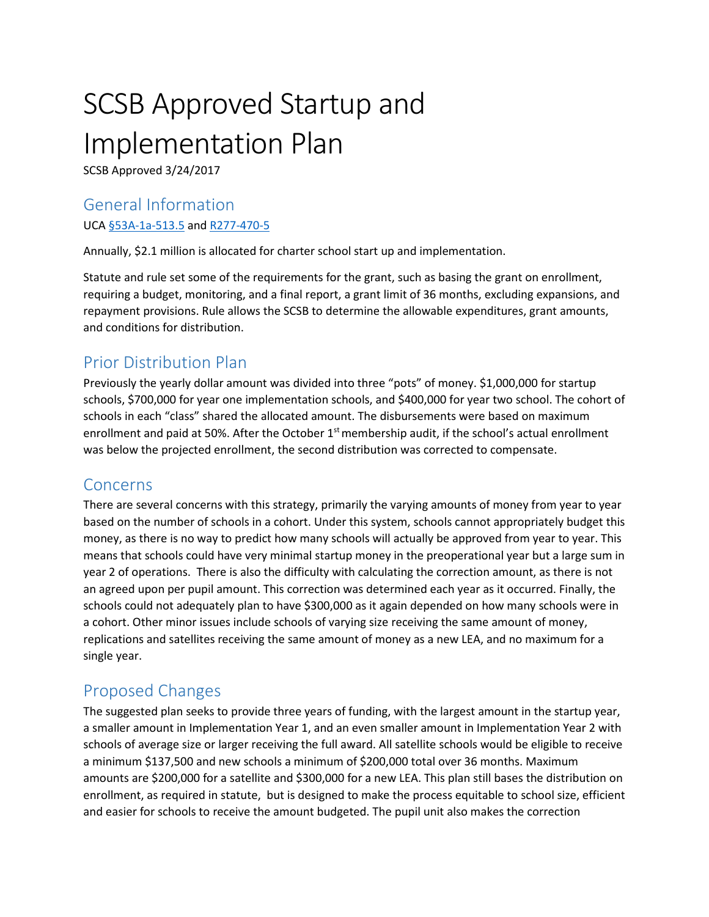# SCSB Approved Startup and Implementation Plan

SCSB Approved 3/24/2017

## General Information

UCA [§53A-1a-513.5]() and [R277-470-5]()

Annually, $2.1 million is allocated for charter school start up and implementation.

Statute and rule set some of the requirements for the grant, such as basing the grant on enrollment, requiring a budget, monitoring, and a final report, a grant limit of 36 months, excluding expansions, and repayment provisions. Rule allows the SCSB to determine the allowable expenditures, grant amounts, and conditions for distribution.

## Prior Distribution Plan

Previously the yearly dollar amount was divided into three "pots" of money. $1,000,000 for startup schools, $700,000 for year one implementation schools, and $400,000 for year two school. The cohort of schools in each "class" shared the allocated amount. The disbursements were based on maximum enrollment and paid at 50%. After the October 1st membership audit, if the school's actual enrollment was below the projected enrollment, the second distribution was corrected to compensate.

## Concerns

There are several concerns with this strategy, primarily the varying amounts of money from year to year based on the number of schools in a cohort. Under this system, schools cannot appropriately budget this money, as there is no way to predict how many schools will actually be approved from year to year. This means that schools could have very minimal startup money in the preoperational year but a large sum in year 2 of operations. There is also the difficulty with calculating the correction amount, as there is not an agreed upon per pupil amount. This correction was determined each year as it occurred. Finally, the schools could not adequately plan to have $300,000 as it again depended on how many schools were in a cohort. Other minor issues include schools of varying size receiving the same amount of money, replications and satellites receiving the same amount of money as a new LEA, and no maximum for a single year.

## Proposed Changes

The suggested plan seeks to provide three years of funding, with the largest amount in the startup year, a smaller amount in Implementation Year 1, and an even smaller amount in Implementation Year 2 with schools of average size or larger receiving the full award. All satellite schools would be eligible to receive a minimum $137,500 and new schools a minimum of $200,000 total over 36 months. Maximum amounts are $200,000 for a satellite and $300,000 for a new LEA. This plan still bases the distribution on enrollment, as required in statute, but is designed to make the process equitable to school size, efficient and easier for schools to receive the amount budgeted. The pupil unit also makes the correction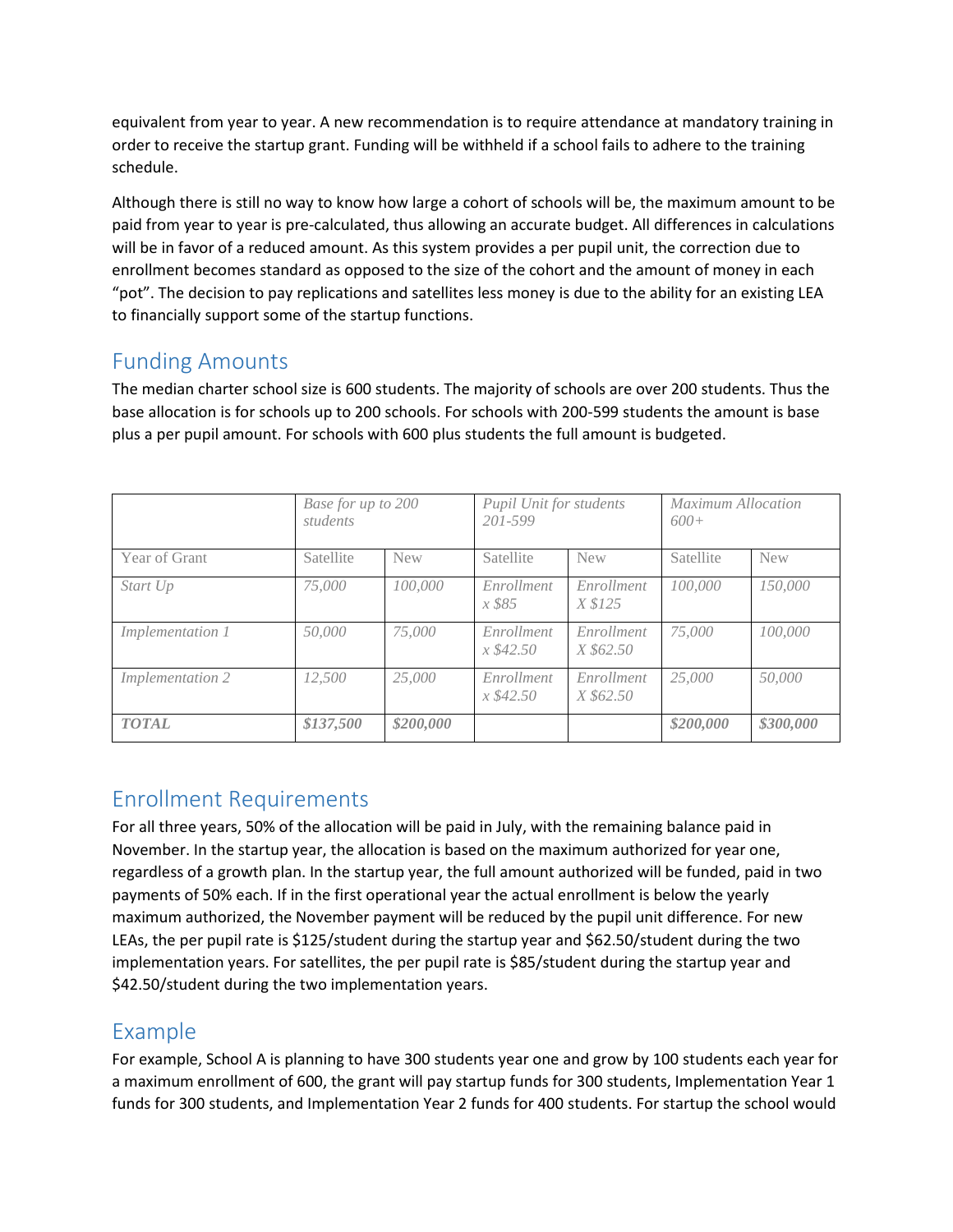equivalent from year to year. A new recommendation is to require attendance at mandatory training in order to receive the startup grant. Funding will be withheld if a school fails to adhere to the training schedule.

Although there is still no way to know how large a cohort of schools will be, the maximum amount to be paid from year to year is pre-calculated, thus allowing an accurate budget. All differences in calculations will be in favor of a reduced amount. As this system provides a per pupil unit, the correction due to enrollment becomes standard as opposed to the size of the cohort and the amount of money in each "pot". The decision to pay replications and satellites less money is due to the ability for an existing LEA to financially support some of the startup functions.

## Funding Amounts

The median charter school size is 600 students. The majority of schools are over 200 students. Thus the base allocation is for schools up to 200 schools. For schools with 200-599 students the amount is base plus a per pupil amount. For schools with 600 plus students the full amount is budgeted.

| | *Base for up to 200 students* | | *Pupil Unit for students 201-599* | | *Maximum Allocation 600+* | |
|---|---|---|---|---|---|---|
| Year of Grant | Satellite | New | Satellite | New | Satellite | New |
| *Start Up* | *75,000* | *100,000* | *Enrollment x $85* | *Enrollment X $125* | *100,000* | *150,000* |
| *Implementation 1* | *50,000* | *75,000* | *Enrollment x $42.50* | *Enrollment X $62.50* | *75,000* | *100,000* |
| *Implementation 2* | *12,500* | *25,000* | *Enrollment x $42.50* | *Enrollment X $62.50* | *25,000* | *50,000* |
| ***TOTAL*** | ***$137,500*** | ***$200,000*** | | | ***$200,000*** | ***$300,000*** |

## Enrollment Requirements

For all three years, 50% of the allocation will be paid in July, with the remaining balance paid in November. In the startup year, the allocation is based on the maximum authorized for year one, regardless of a growth plan. In the startup year, the full amount authorized will be funded, paid in two payments of 50% each. If in the first operational year the actual enrollment is below the yearly maximum authorized, the November payment will be reduced by the pupil unit difference. For new LEAs, the per pupil rate is $125/student during the startup year and $62.50/student during the two implementation years. For satellites, the per pupil rate is $85/student during the startup year and $42.50/student during the two implementation years.

## Example

For example, School A is planning to have 300 students year one and grow by 100 students each year for a maximum enrollment of 600, the grant will pay startup funds for 300 students, Implementation Year 1 funds for 300 students, and Implementation Year 2 funds for 400 students. For startup the school would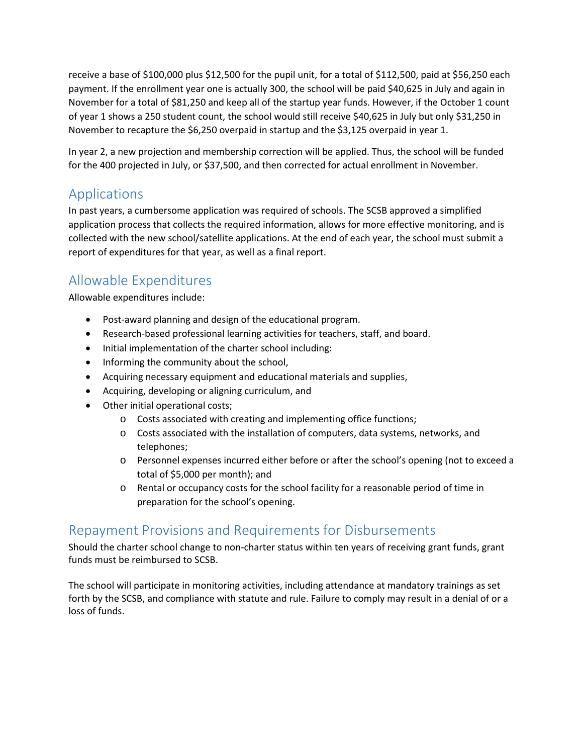receive a base of $100,000 plus $12,500 for the pupil unit, for a total of $112,500, paid at $56,250 each payment. If the enrollment year one is actually 300, the school will be paid $40,625 in July and again in November for a total of $81,250 and keep all of the startup year funds. However, if the October 1 count of year 1 shows a 250 student count, the school would still receive $40,625 in July but only $31,250 in November to recapture the $6,250 overpaid in startup and the $3,125 overpaid in year 1.

In year 2, a new projection and membership correction will be applied. Thus, the school will be funded for the 400 projected in July, or $37,500, and then corrected for actual enrollment in November.

## Applications

In past years, a cumbersome application was required of schools. The SCSB approved a simplified application process that collects the required information, allows for more effective monitoring, and is collected with the new school/satellite applications. At the end of each year, the school must submit a report of expenditures for that year, as well as a final report.

## Allowable Expenditures

Allowable expenditures include:

- Post-award planning and design of the educational program.
- Research-based professional learning activities for teachers, staff, and board.
- Initial implementation of the charter school including:
- Informing the community about the school,
- Acquiring necessary equipment and educational materials and supplies,
- Acquiring, developing or aligning curriculum, and
- Other initial operational costs;
  - Costs associated with creating and implementing office functions;
  - Costs associated with the installation of computers, data systems, networks, and telephones;
  - Personnel expenses incurred either before or after the school's opening (not to exceed a total of $5,000 per month); and
  - Rental or occupancy costs for the school facility for a reasonable period of time in preparation for the school's opening.

## Repayment Provisions and Requirements for Disbursements

Should the charter school change to non-charter status within ten years of receiving grant funds, grant funds must be reimbursed to SCSB.

The school will participate in monitoring activities, including attendance at mandatory trainings as set forth by the SCSB, and compliance with statute and rule. Failure to comply may result in a denial of or a loss of funds.